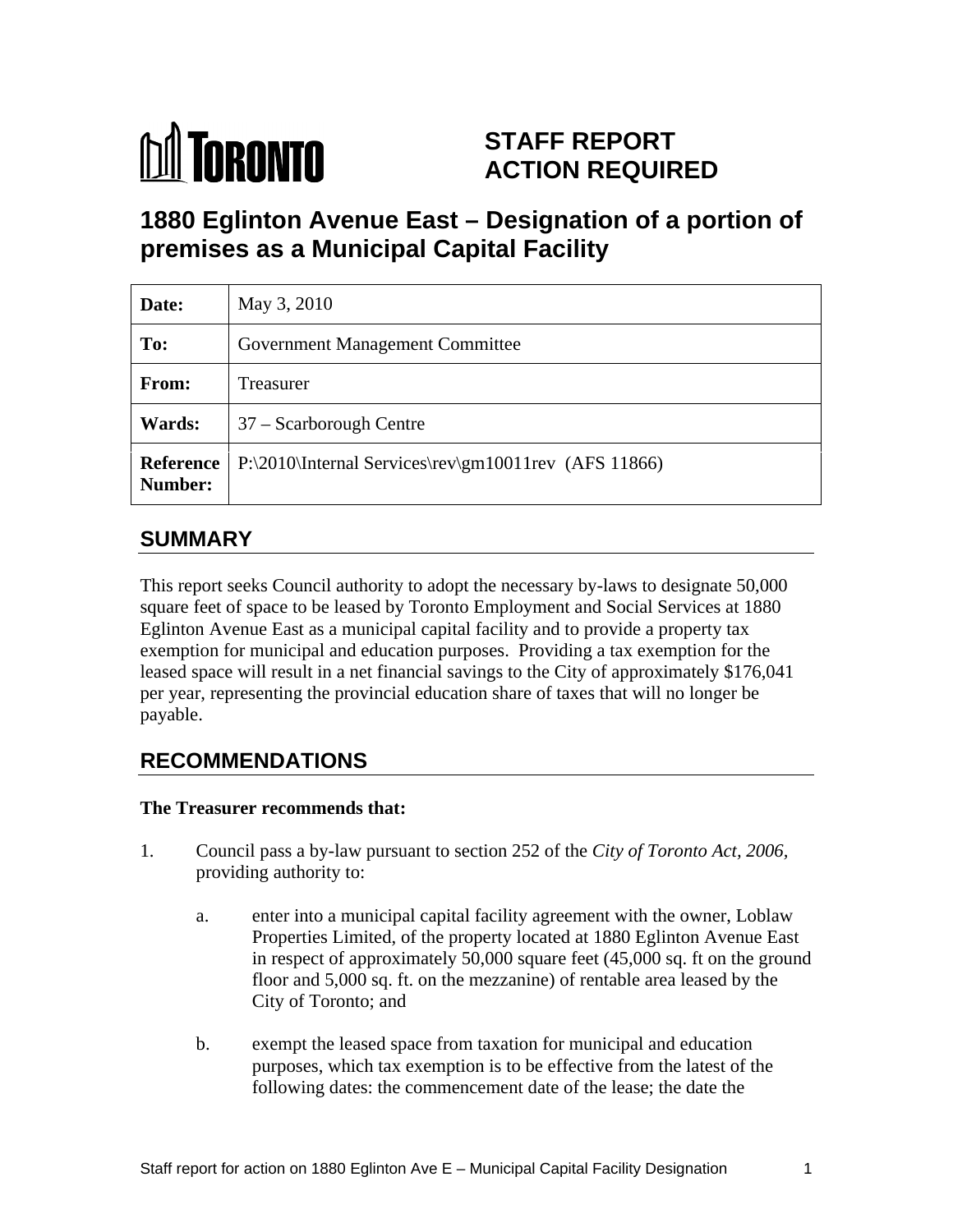TORONTO

# STAFF REPORT ACTION REQUIRED

# 1880 Eglinton Avenue East – Designation of a portion of premises as a Municipal Capital Facility

| **Date:** | May 3, 2010 |
|---|---|
| **To:** | Government Management Committee |
| **From:** | Treasurer |
| **Wards:** | 37 – Scarborough Centre |
| **Reference Number:** | P:\2010\Internal Services\rev\gm10011rev (AFS 11866) |

## SUMMARY

This report seeks Council authority to adopt the necessary by-laws to designate 50,000 square feet of space to be leased by Toronto Employment and Social Services at 1880 Eglinton Avenue East as a municipal capital facility and to provide a property tax exemption for municipal and education purposes. Providing a tax exemption for the leased space will result in a net financial savings to the City of approximately $176,041 per year, representing the provincial education share of taxes that will no longer be payable.

## RECOMMENDATIONS

**The Treasurer recommends that:**

1. Council pass a by-law pursuant to section 252 of the *City of Toronto Act, 2006,* providing authority to:

   a. enter into a municipal capital facility agreement with the owner, Loblaw Properties Limited, of the property located at 1880 Eglinton Avenue East in respect of approximately 50,000 square feet (45,000 sq. ft on the ground floor and 5,000 sq. ft. on the mezzanine) of rentable area leased by the City of Toronto; and

   b. exempt the leased space from taxation for municipal and education purposes, which tax exemption is to be effective from the latest of the following dates: the commencement date of the lease; the date the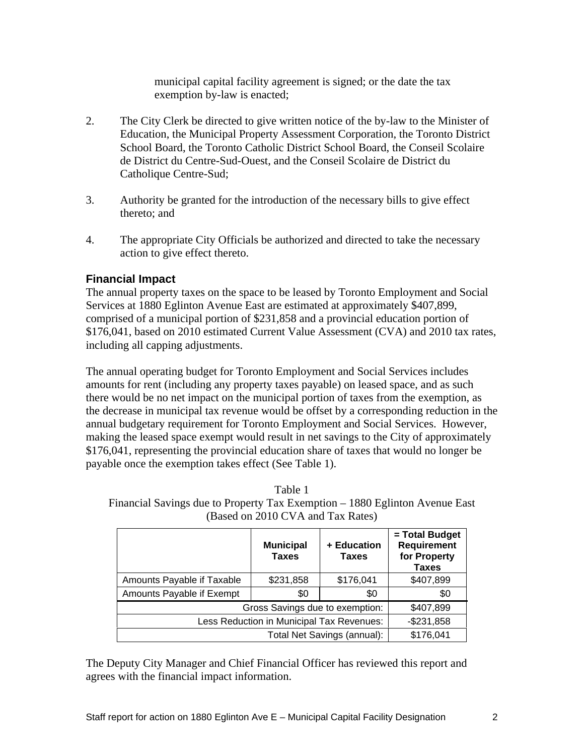municipal capital facility agreement is signed; or the date the tax exemption by-law is enacted;

2. The City Clerk be directed to give written notice of the by-law to the Minister of Education, the Municipal Property Assessment Corporation, the Toronto District School Board, the Toronto Catholic District School Board, the Conseil Scolaire de District du Centre-Sud-Ouest, and the Conseil Scolaire de District du Catholique Centre-Sud;

3. Authority be granted for the introduction of the necessary bills to give effect thereto; and

4. The appropriate City Officials be authorized and directed to take the necessary action to give effect thereto.

## Financial Impact

The annual property taxes on the space to be leased by Toronto Employment and Social Services at 1880 Eglinton Avenue East are estimated at approximately $407,899, comprised of a municipal portion of $231,858 and a provincial education portion of $176,041, based on 2010 estimated Current Value Assessment (CVA) and 2010 tax rates, including all capping adjustments.

The annual operating budget for Toronto Employment and Social Services includes amounts for rent (including any property taxes payable) on leased space, and as such there would be no net impact on the municipal portion of taxes from the exemption, as the decrease in municipal tax revenue would be offset by a corresponding reduction in the annual budgetary requirement for Toronto Employment and Social Services. However, making the leased space exempt would result in net savings to the City of approximately $176,041, representing the provincial education share of taxes that would no longer be payable once the exemption takes effect (See Table 1).

Table 1
Financial Savings due to Property Tax Exemption – 1880 Eglinton Avenue East
(Based on 2010 CVA and Tax Rates)

| | Municipal Taxes | + Education Taxes | = Total Budget Requirement for Property Taxes |
|---|---|---|---|
| Amounts Payable if Taxable | $231,858 | $176,041 | $407,899 |
| Amounts Payable if Exempt | $0 | $0 | $0 |
| Gross Savings due to exemption: | | | $407,899 |
| Less Reduction in Municipal Tax Revenues: | | | -$231,858 |
| Total Net Savings (annual): | | | $176,041 |

The Deputy City Manager and Chief Financial Officer has reviewed this report and agrees with the financial impact information.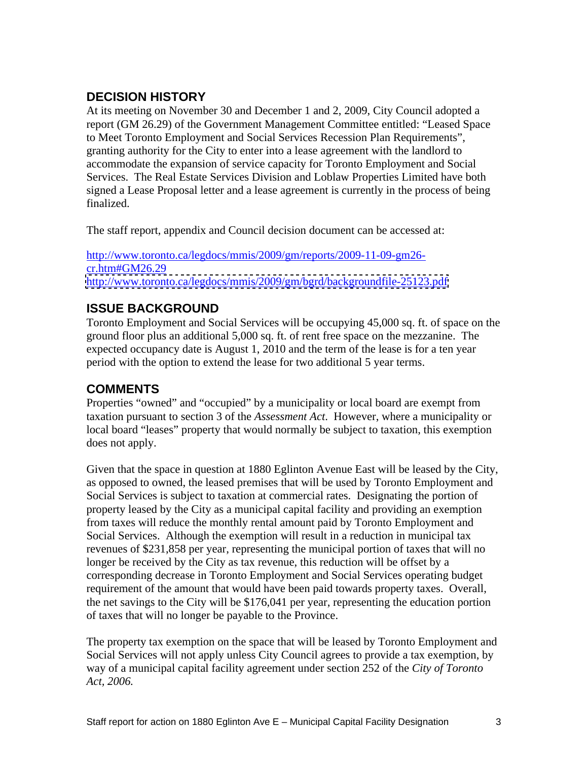## DECISION HISTORY

At its meeting on November 30 and December 1 and 2, 2009, City Council adopted a report (GM 26.29) of the Government Management Committee entitled: "Leased Space to Meet Toronto Employment and Social Services Recession Plan Requirements", granting authority for the City to enter into a lease agreement with the landlord to accommodate the expansion of service capacity for Toronto Employment and Social Services. The Real Estate Services Division and Loblaw Properties Limited have both signed a Lease Proposal letter and a lease agreement is currently in the process of being finalized.

The staff report, appendix and Council decision document can be accessed at:

http://www.toronto.ca/legdocs/mmis/2009/gm/reports/2009-11-09-gm26-cr.htm#GM26.29
http://www.toronto.ca/legdocs/mmis/2009/gm/bgrd/backgroundfile-25123.pdf

## ISSUE BACKGROUND

Toronto Employment and Social Services will be occupying 45,000 sq. ft. of space on the ground floor plus an additional 5,000 sq. ft. of rent free space on the mezzanine. The expected occupancy date is August 1, 2010 and the term of the lease is for a ten year period with the option to extend the lease for two additional 5 year terms.

## COMMENTS

Properties "owned" and "occupied" by a municipality or local board are exempt from taxation pursuant to section 3 of the *Assessment Act*. However, where a municipality or local board "leases" property that would normally be subject to taxation, this exemption does not apply.

Given that the space in question at 1880 Eglinton Avenue East will be leased by the City, as opposed to owned, the leased premises that will be used by Toronto Employment and Social Services is subject to taxation at commercial rates. Designating the portion of property leased by the City as a municipal capital facility and providing an exemption from taxes will reduce the monthly rental amount paid by Toronto Employment and Social Services. Although the exemption will result in a reduction in municipal tax revenues of $231,858 per year, representing the municipal portion of taxes that will no longer be received by the City as tax revenue, this reduction will be offset by a corresponding decrease in Toronto Employment and Social Services operating budget requirement of the amount that would have been paid towards property taxes. Overall, the net savings to the City will be $176,041 per year, representing the education portion of taxes that will no longer be payable to the Province.

The property tax exemption on the space that will be leased by Toronto Employment and Social Services will not apply unless City Council agrees to provide a tax exemption, by way of a municipal capital facility agreement under section 252 of the *City of Toronto Act, 2006.*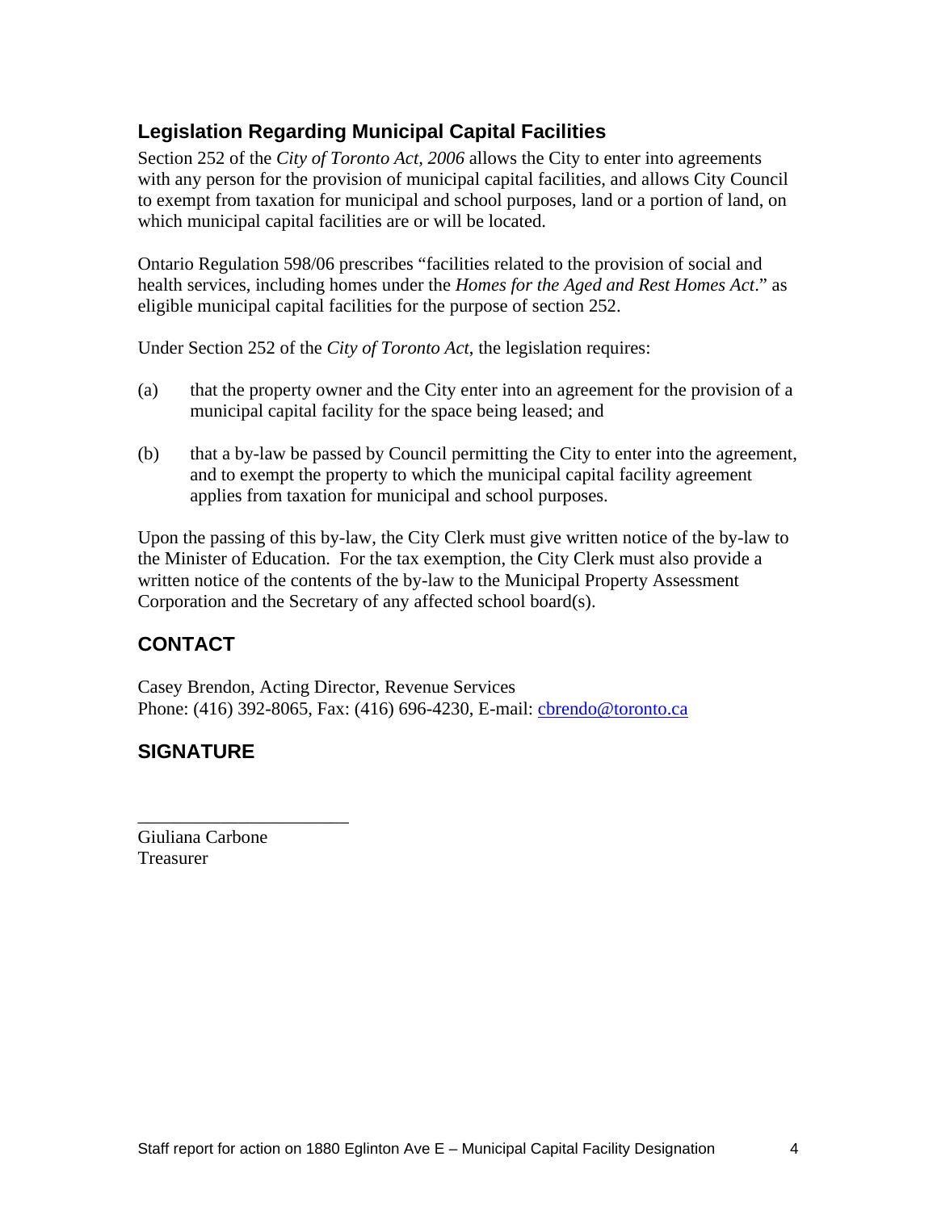## Legislation Regarding Municipal Capital Facilities

Section 252 of the *City of Toronto Act, 2006* allows the City to enter into agreements with any person for the provision of municipal capital facilities, and allows City Council to exempt from taxation for municipal and school purposes, land or a portion of land, on which municipal capital facilities are or will be located.

Ontario Regulation 598/06 prescribes "facilities related to the provision of social and health services, including homes under the *Homes for the Aged and Rest Homes Act*." as eligible municipal capital facilities for the purpose of section 252.

Under Section 252 of the *City of Toronto Act*, the legislation requires:

(a) that the property owner and the City enter into an agreement for the provision of a municipal capital facility for the space being leased; and

(b) that a by-law be passed by Council permitting the City to enter into the agreement, and to exempt the property to which the municipal capital facility agreement applies from taxation for municipal and school purposes.

Upon the passing of this by-law, the City Clerk must give written notice of the by-law to the Minister of Education. For the tax exemption, the City Clerk must also provide a written notice of the contents of the by-law to the Municipal Property Assessment Corporation and the Secretary of any affected school board(s).

## CONTACT

Casey Brendon, Acting Director, Revenue Services
Phone: (416) 392-8065, Fax: (416) 696-4230, E-mail: cbrendo@toronto.ca

## SIGNATURE

_______________________

Giuliana Carbone
Treasurer